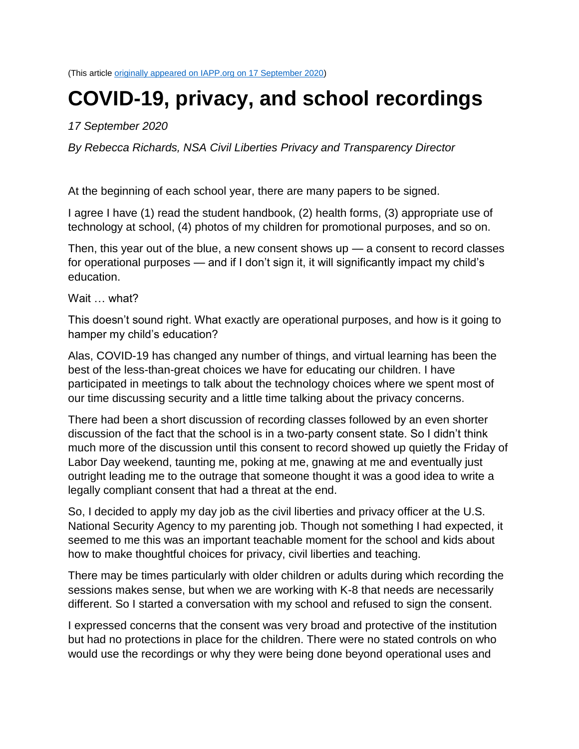(This article [originally appeared on IAPP.org on 17 September 2020](#))

# COVID-19, privacy, and school recordings

*17 September 2020*

*By Rebecca Richards, NSA Civil Liberties Privacy and Transparency Director*

At the beginning of each school year, there are many papers to be signed.

I agree I have (1) read the student handbook, (2) health forms, (3) appropriate use of technology at school, (4) photos of my children for promotional purposes, and so on.

Then, this year out of the blue, a new consent shows up — a consent to record classes for operational purposes — and if I don't sign it, it will significantly impact my child's education.

Wait … what?

This doesn't sound right. What exactly are operational purposes, and how is it going to hamper my child's education?

Alas, COVID-19 has changed any number of things, and virtual learning has been the best of the less-than-great choices we have for educating our children. I have participated in meetings to talk about the technology choices where we spent most of our time discussing security and a little time talking about the privacy concerns.

There had been a short discussion of recording classes followed by an even shorter discussion of the fact that the school is in a two-party consent state. So I didn't think much more of the discussion until this consent to record showed up quietly the Friday of Labor Day weekend, taunting me, poking at me, gnawing at me and eventually just outright leading me to the outrage that someone thought it was a good idea to write a legally compliant consent that had a threat at the end.

So, I decided to apply my day job as the civil liberties and privacy officer at the U.S. National Security Agency to my parenting job. Though not something I had expected, it seemed to me this was an important teachable moment for the school and kids about how to make thoughtful choices for privacy, civil liberties and teaching.

There may be times particularly with older children or adults during which recording the sessions makes sense, but when we are working with K-8 that needs are necessarily different. So I started a conversation with my school and refused to sign the consent.

I expressed concerns that the consent was very broad and protective of the institution but had no protections in place for the children. There were no stated controls on who would use the recordings or why they were being done beyond operational uses and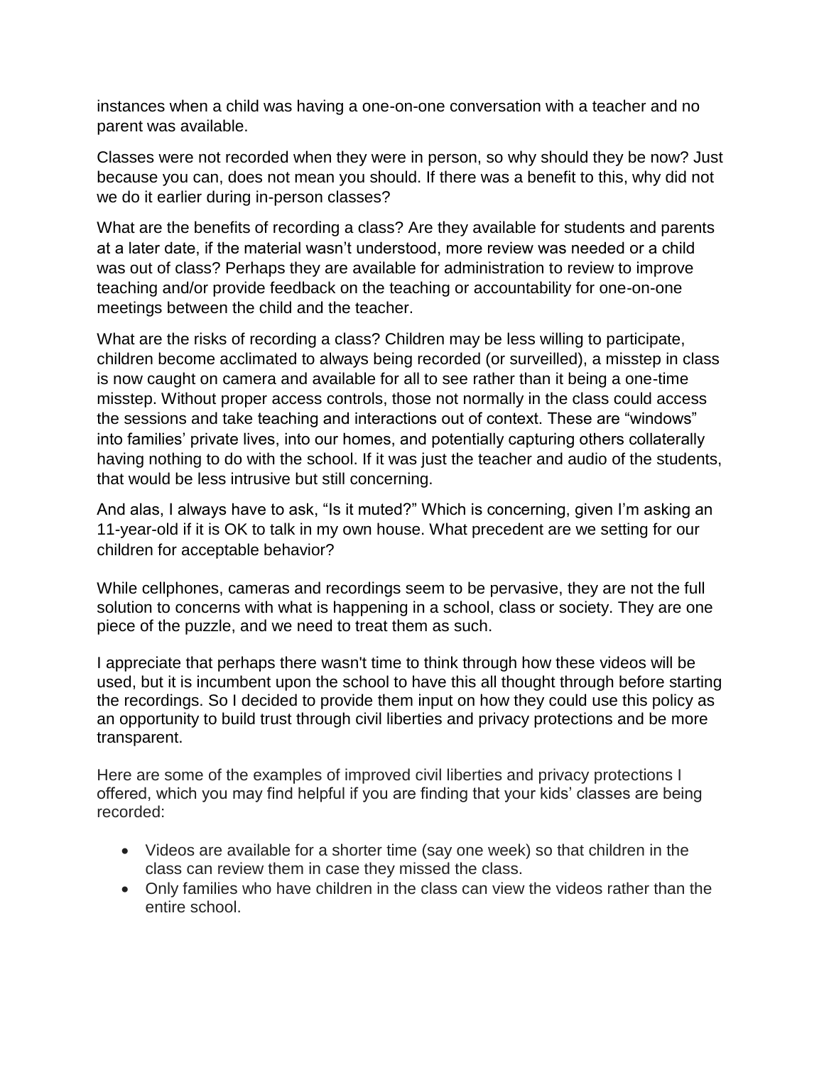instances when a child was having a one-on-one conversation with a teacher and no parent was available.

Classes were not recorded when they were in person, so why should they be now? Just because you can, does not mean you should. If there was a benefit to this, why did not we do it earlier during in-person classes?

What are the benefits of recording a class? Are they available for students and parents at a later date, if the material wasn't understood, more review was needed or a child was out of class? Perhaps they are available for administration to review to improve teaching and/or provide feedback on the teaching or accountability for one-on-one meetings between the child and the teacher.

What are the risks of recording a class? Children may be less willing to participate, children become acclimated to always being recorded (or surveilled), a misstep in class is now caught on camera and available for all to see rather than it being a one-time misstep. Without proper access controls, those not normally in the class could access the sessions and take teaching and interactions out of context. These are "windows" into families' private lives, into our homes, and potentially capturing others collaterally having nothing to do with the school. If it was just the teacher and audio of the students, that would be less intrusive but still concerning.

And alas, I always have to ask, "Is it muted?" Which is concerning, given I'm asking an 11-year-old if it is OK to talk in my own house. What precedent are we setting for our children for acceptable behavior?

While cellphones, cameras and recordings seem to be pervasive, they are not the full solution to concerns with what is happening in a school, class or society. They are one piece of the puzzle, and we need to treat them as such.

I appreciate that perhaps there wasn't time to think through how these videos will be used, but it is incumbent upon the school to have this all thought through before starting the recordings. So I decided to provide them input on how they could use this policy as an opportunity to build trust through civil liberties and privacy protections and be more transparent.

Here are some of the examples of improved civil liberties and privacy protections I offered, which you may find helpful if you are finding that your kids' classes are being recorded:

- Videos are available for a shorter time (say one week) so that children in the class can review them in case they missed the class.
- Only families who have children in the class can view the videos rather than the entire school.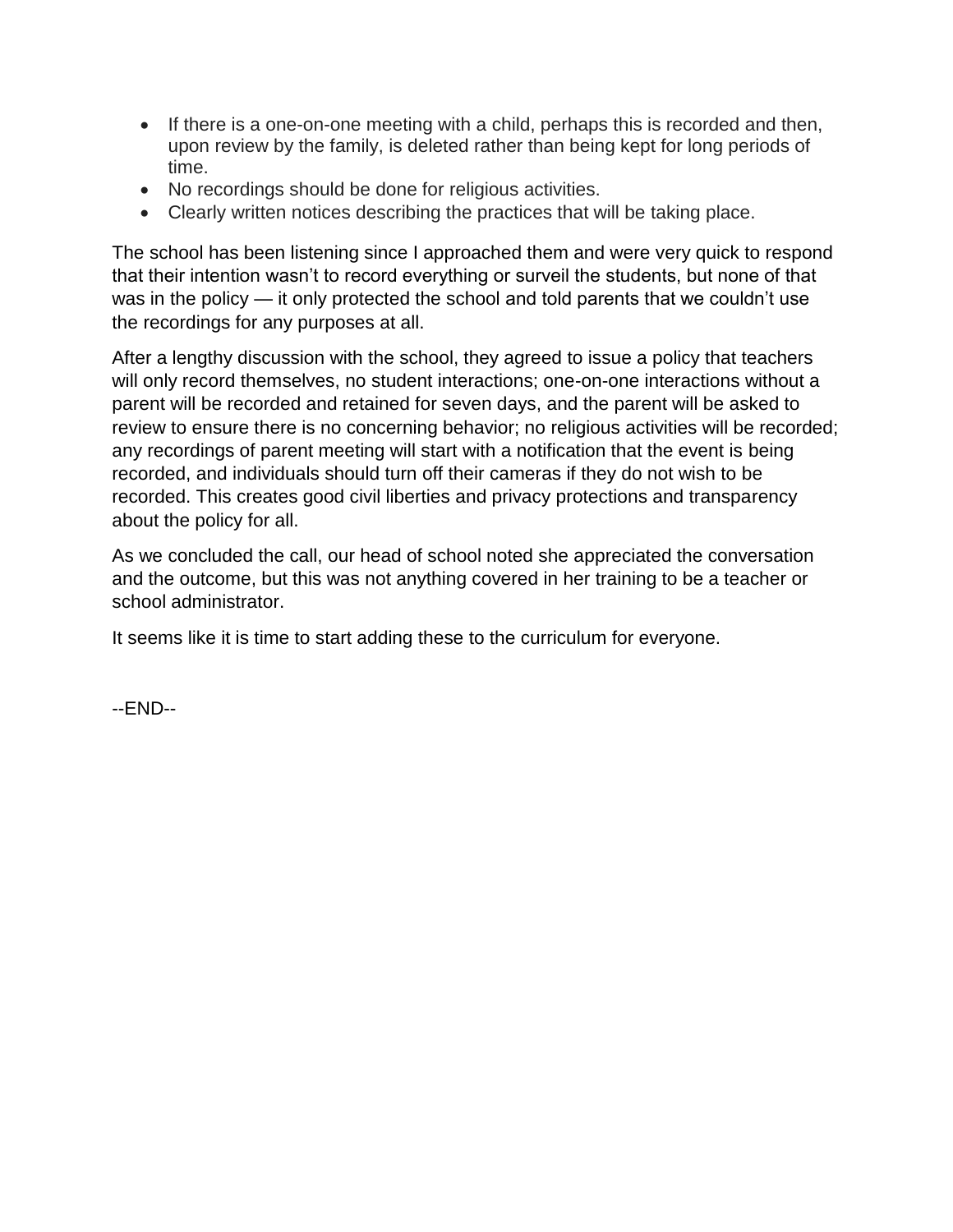- If there is a one-on-one meeting with a child, perhaps this is recorded and then, upon review by the family, is deleted rather than being kept for long periods of time.
- No recordings should be done for religious activities.
- Clearly written notices describing the practices that will be taking place.

The school has been listening since I approached them and were very quick to respond that their intention wasn't to record everything or surveil the students, but none of that was in the policy — it only protected the school and told parents that we couldn't use the recordings for any purposes at all.

After a lengthy discussion with the school, they agreed to issue a policy that teachers will only record themselves, no student interactions; one-on-one interactions without a parent will be recorded and retained for seven days, and the parent will be asked to review to ensure there is no concerning behavior; no religious activities will be recorded; any recordings of parent meeting will start with a notification that the event is being recorded, and individuals should turn off their cameras if they do not wish to be recorded. This creates good civil liberties and privacy protections and transparency about the policy for all.

As we concluded the call, our head of school noted she appreciated the conversation and the outcome, but this was not anything covered in her training to be a teacher or school administrator.

It seems like it is time to start adding these to the curriculum for everyone.

--END--